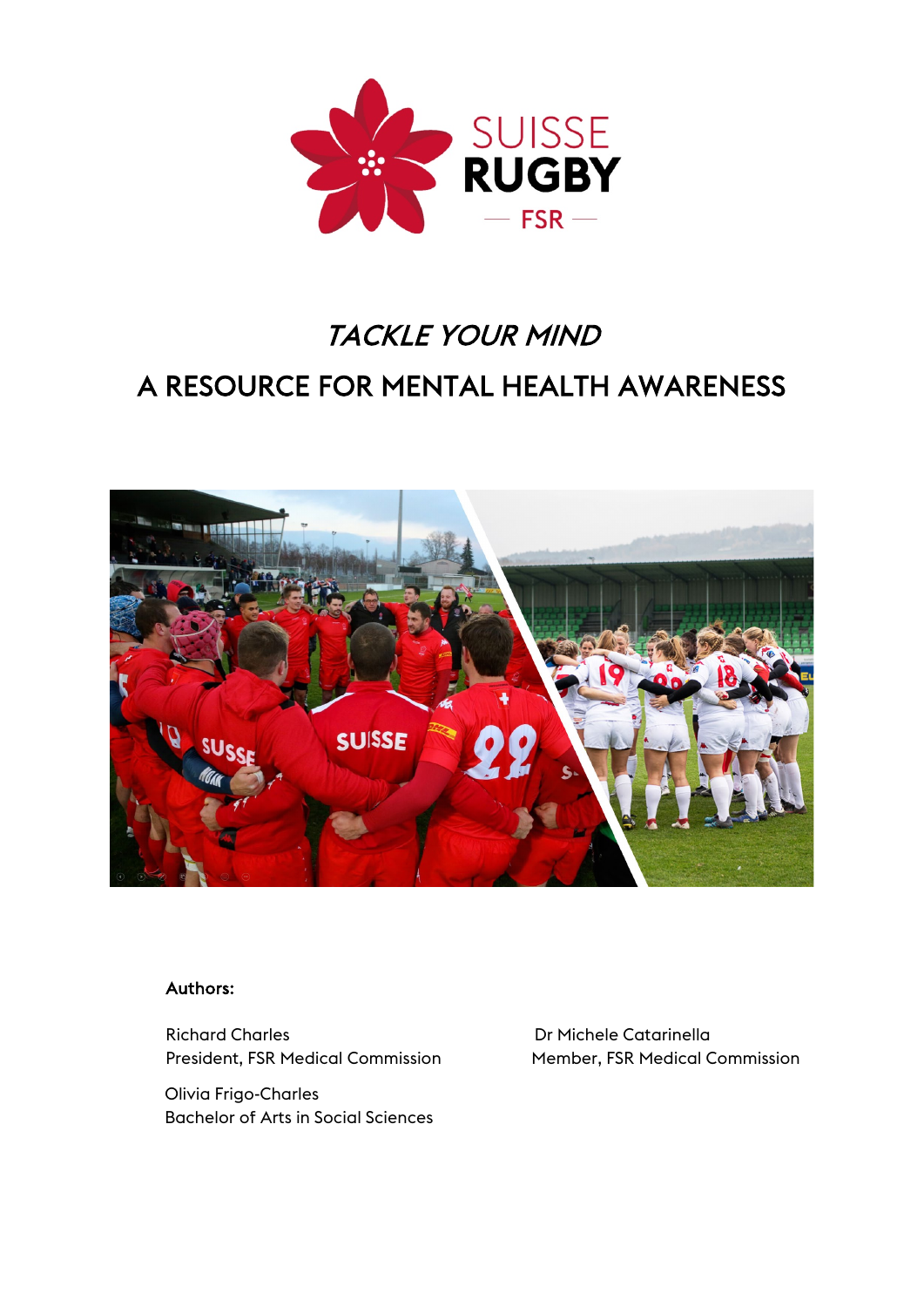SUISSE RUGBY

— FSR —

# *TACKLE YOUR MIND*

# A RESOURCE FOR MENTAL HEALTH AWARENESS

Authors:

Richard Charles
President, FSR Medical Commission

Dr Michele Catarinella
Member, FSR Medical Commission

Olivia Frigo-Charles
Bachelor of Arts in Social Sciences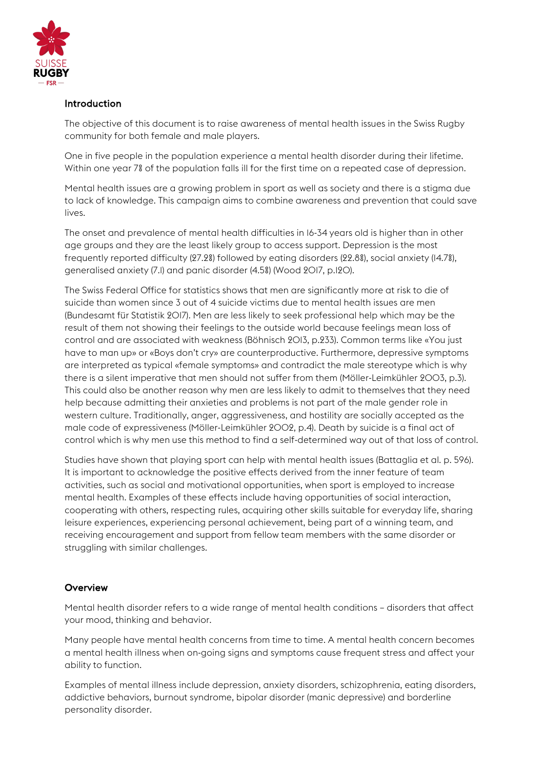## Introduction

The objective of this document is to raise awareness of mental health issues in the Swiss Rugby community for both female and male players.

One in five people in the population experience a mental health disorder during their lifetime. Within one year 7% of the population falls ill for the first time on a repeated case of depression.

Mental health issues are a growing problem in sport as well as society and there is a stigma due to lack of knowledge. This campaign aims to combine awareness and prevention that could save lives.

The onset and prevalence of mental health difficulties in 16-34 years old is higher than in other age groups and they are the least likely group to access support. Depression is the most frequently reported difficulty (27.2%) followed by eating disorders (22.8%), social anxiety (14.7%), generalised anxiety (7.1) and panic disorder (4.5%) (Wood 2017, p.120).

The Swiss Federal Office for statistics shows that men are significantly more at risk to die of suicide than women since 3 out of 4 suicide victims due to mental health issues are men (Bundesamt für Statistik 2017). Men are less likely to seek professional help which may be the result of them not showing their feelings to the outside world because feelings mean loss of control and are associated with weakness (Böhnisch 2013, p.233). Common terms like «You just have to man up» or «Boys don't cry» are counterproductive. Furthermore, depressive symptoms are interpreted as typical «female symptoms» and contradict the male stereotype which is why there is a silent imperative that men should not suffer from them (Möller-Leimkühler 2003, p.3). This could also be another reason why men are less likely to admit to themselves that they need help because admitting their anxieties and problems is not part of the male gender role in western culture. Traditionally, anger, aggressiveness, and hostility are socially accepted as the male code of expressiveness (Möller-Leimkühler 2002, p.4). Death by suicide is a final act of control which is why men use this method to find a self-determined way out of that loss of control.

Studies have shown that playing sport can help with mental health issues (Battaglia et al. p. 596). It is important to acknowledge the positive effects derived from the inner feature of team activities, such as social and motivational opportunities, when sport is employed to increase mental health. Examples of these effects include having opportunities of social interaction, cooperating with others, respecting rules, acquiring other skills suitable for everyday life, sharing leisure experiences, experiencing personal achievement, being part of a winning team, and receiving encouragement and support from fellow team members with the same disorder or struggling with similar challenges.

## Overview

Mental health disorder refers to a wide range of mental health conditions – disorders that affect your mood, thinking and behavior.

Many people have mental health concerns from time to time. A mental health concern becomes a mental health illness when on-going signs and symptoms cause frequent stress and affect your ability to function.

Examples of mental illness include depression, anxiety disorders, schizophrenia, eating disorders, addictive behaviors, burnout syndrome, bipolar disorder (manic depressive) and borderline personality disorder.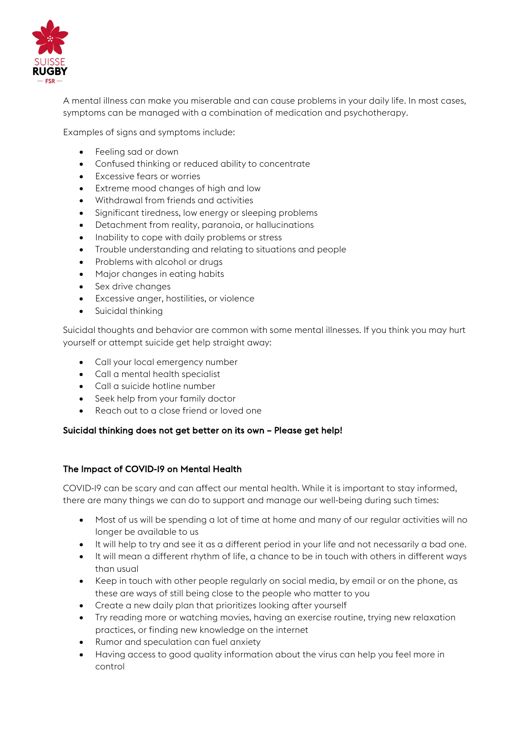A mental illness can make you miserable and can cause problems in your daily life. In most cases, symptoms can be managed with a combination of medication and psychotherapy.

Examples of signs and symptoms include:

- Feeling sad or down
- Confused thinking or reduced ability to concentrate
- Excessive fears or worries
- Extreme mood changes of high and low
- Withdrawal from friends and activities
- Significant tiredness, low energy or sleeping problems
- Detachment from reality, paranoia, or hallucinations
- Inability to cope with daily problems or stress
- Trouble understanding and relating to situations and people
- Problems with alcohol or drugs
- Major changes in eating habits
- Sex drive changes
- Excessive anger, hostilities, or violence
- Suicidal thinking

Suicidal thoughts and behavior are common with some mental illnesses. If you think you may hurt yourself or attempt suicide get help straight away:

- Call your local emergency number
- Call a mental health specialist
- Call a suicide hotline number
- Seek help from your family doctor
- Reach out to a close friend or loved one

**Suicidal thinking does not get better on its own – Please get help!**

### The Impact of COVID-19 on Mental Health

COVID-19 can be scary and can affect our mental health. While it is important to stay informed, there are many things we can do to support and manage our well-being during such times:

- Most of us will be spending a lot of time at home and many of our regular activities will no longer be available to us
- It will help to try and see it as a different period in your life and not necessarily a bad one.
- It will mean a different rhythm of life, a chance to be in touch with others in different ways than usual
- Keep in touch with other people regularly on social media, by email or on the phone, as these are ways of still being close to the people who matter to you
- Create a new daily plan that prioritizes looking after yourself
- Try reading more or watching movies, having an exercise routine, trying new relaxation practices, or finding new knowledge on the internet
- Rumor and speculation can fuel anxiety
- Having access to good quality information about the virus can help you feel more in control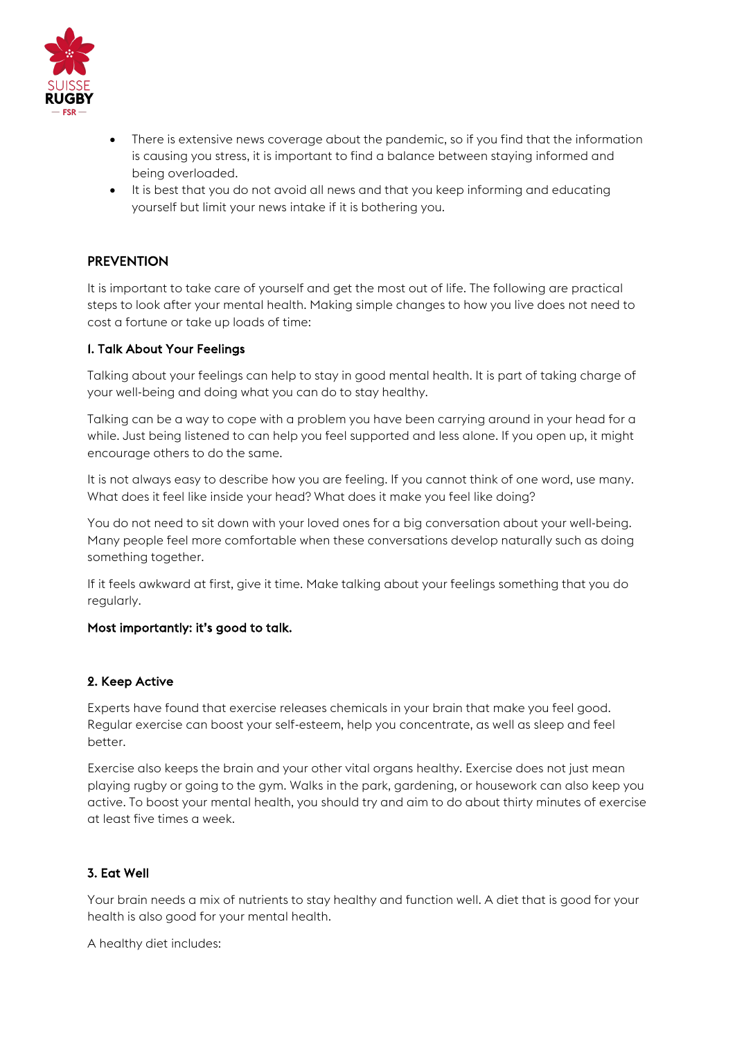- There is extensive news coverage about the pandemic, so if you find that the information is causing you stress, it is important to find a balance between staying informed and being overloaded.
- It is best that you do not avoid all news and that you keep informing and educating yourself but limit your news intake if it is bothering you.

## PREVENTION

It is important to take care of yourself and get the most out of life. The following are practical steps to look after your mental health. Making simple changes to how you live does not need to cost a fortune or take up loads of time:

### 1. Talk About Your Feelings

Talking about your feelings can help to stay in good mental health. It is part of taking charge of your well-being and doing what you can do to stay healthy.

Talking can be a way to cope with a problem you have been carrying around in your head for a while. Just being listened to can help you feel supported and less alone. If you open up, it might encourage others to do the same.

It is not always easy to describe how you are feeling. If you cannot think of one word, use many. What does it feel like inside your head? What does it make you feel like doing?

You do not need to sit down with your loved ones for a big conversation about your well-being. Many people feel more comfortable when these conversations develop naturally such as doing something together.

If it feels awkward at first, give it time. Make talking about your feelings something that you do regularly.

**Most importantly: it's good to talk.**

### 2. Keep Active

Experts have found that exercise releases chemicals in your brain that make you feel good. Regular exercise can boost your self-esteem, help you concentrate, as well as sleep and feel better.

Exercise also keeps the brain and your other vital organs healthy. Exercise does not just mean playing rugby or going to the gym. Walks in the park, gardening, or housework can also keep you active. To boost your mental health, you should try and aim to do about thirty minutes of exercise at least five times a week.

### 3. Eat Well

Your brain needs a mix of nutrients to stay healthy and function well. A diet that is good for your health is also good for your mental health.

A healthy diet includes: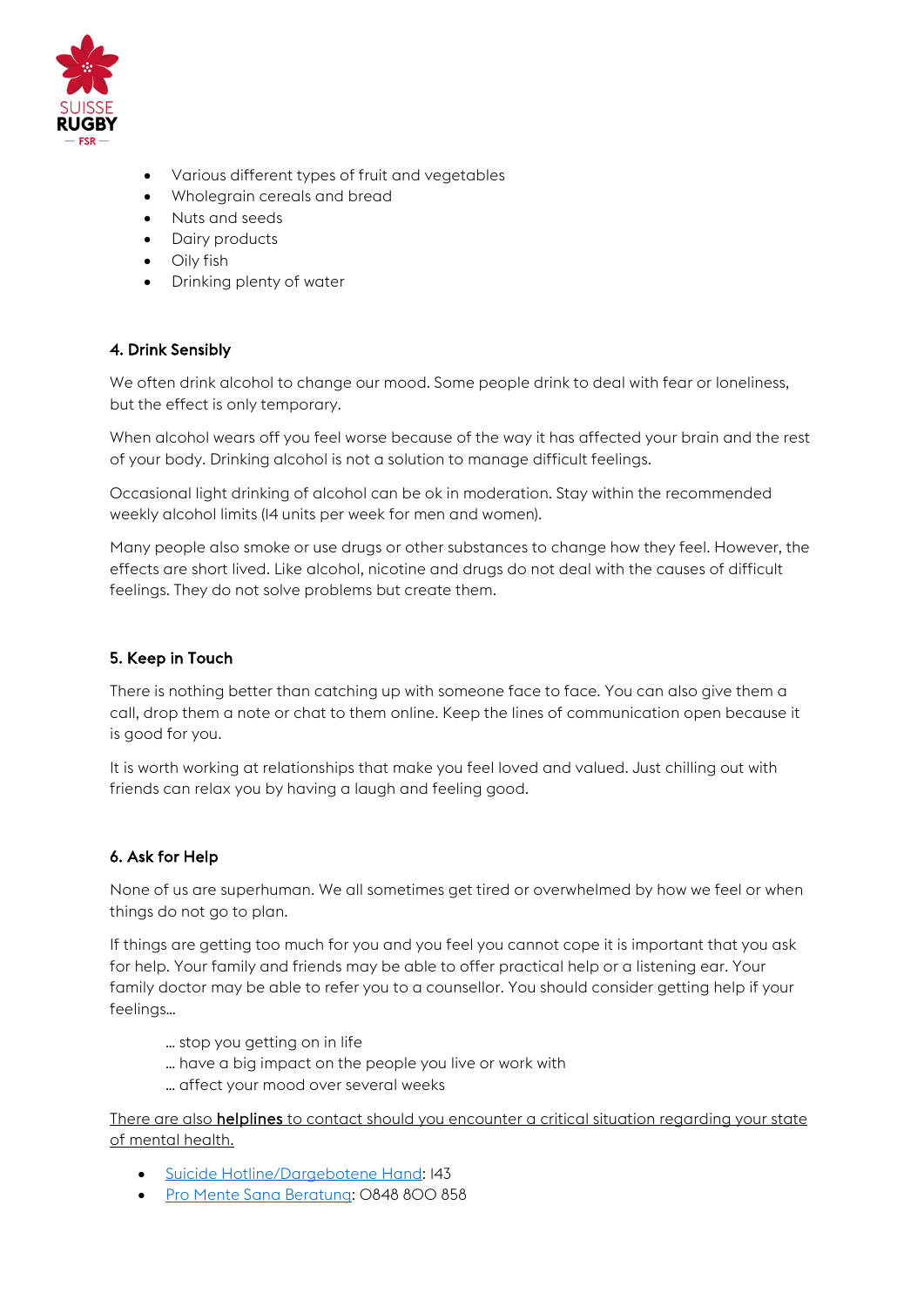- Various different types of fruit and vegetables
- Wholegrain cereals and bread
- Nuts and seeds
- Dairy products
- Oily fish
- Drinking plenty of water

#### 4. Drink Sensibly

We often drink alcohol to change our mood. Some people drink to deal with fear or loneliness, but the effect is only temporary.

When alcohol wears off you feel worse because of the way it has affected your brain and the rest of your body. Drinking alcohol is not a solution to manage difficult feelings.

Occasional light drinking of alcohol can be ok in moderation. Stay within the recommended weekly alcohol limits (14 units per week for men and women).

Many people also smoke or use drugs or other substances to change how they feel. However, the effects are short lived. Like alcohol, nicotine and drugs do not deal with the causes of difficult feelings. They do not solve problems but create them.

#### 5. Keep in Touch

There is nothing better than catching up with someone face to face. You can also give them a call, drop them a note or chat to them online. Keep the lines of communication open because it is good for you.

It is worth working at relationships that make you feel loved and valued. Just chilling out with friends can relax you by having a laugh and feeling good.

#### 6. Ask for Help

None of us are superhuman. We all sometimes get tired or overwhelmed by how we feel or when things do not go to plan.

If things are getting too much for you and you feel you cannot cope it is important that you ask for help. Your family and friends may be able to offer practical help or a listening ear. Your family doctor may be able to refer you to a counsellor. You should consider getting help if your feelings…

… stop you getting on in life
… have a big impact on the people you live or work with
… affect your mood over several weeks

There are also **helplines** to contact should you encounter a critical situation regarding your state of mental health.

- Suicide Hotline/Dargebotene Hand: 143
- Pro Mente Sana Beratung: 0848 800 858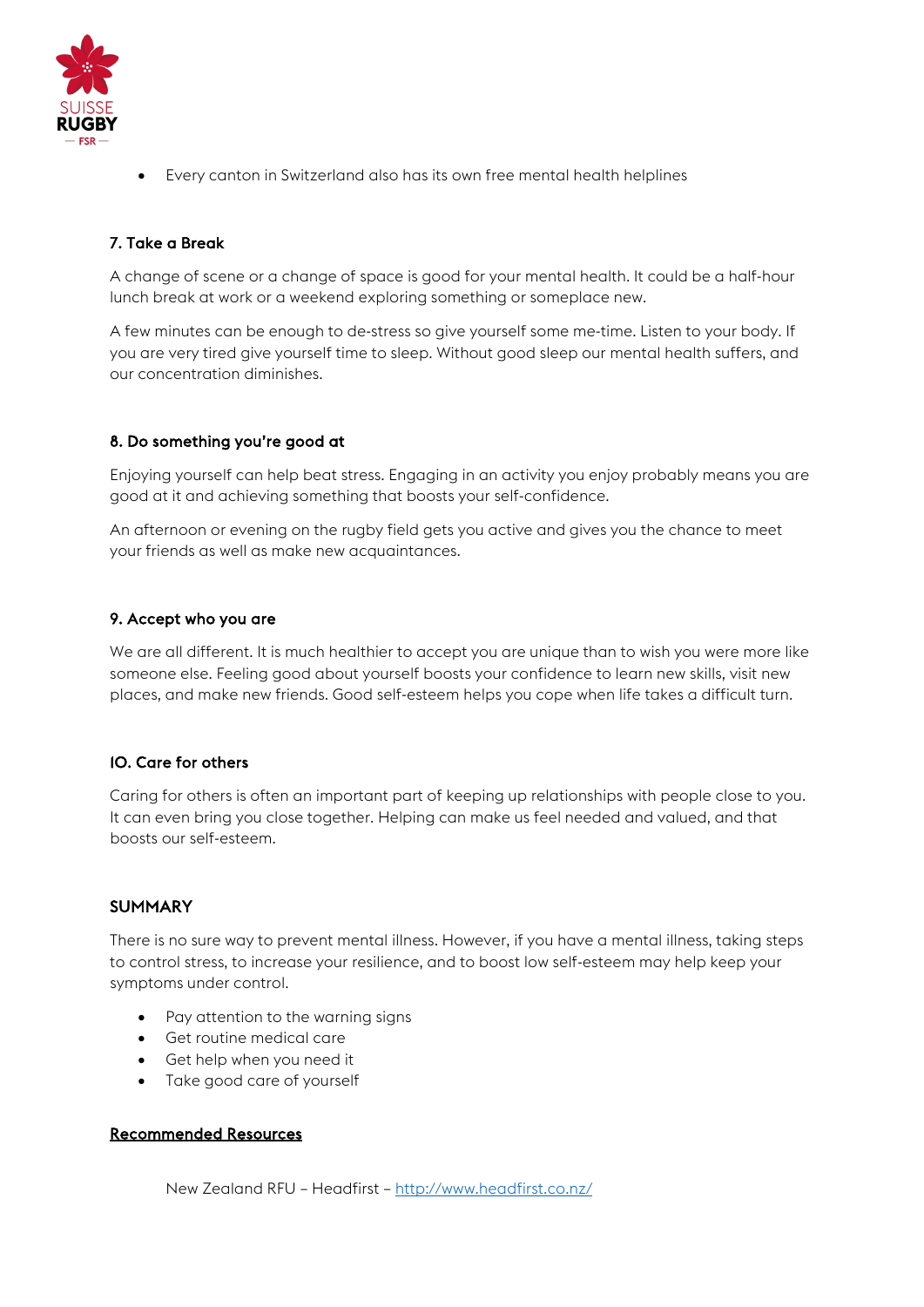- Every canton in Switzerland also has its own free mental health helplines

### 7. Take a Break

A change of scene or a change of space is good for your mental health. It could be a half-hour lunch break at work or a weekend exploring something or someplace new.

A few minutes can be enough to de-stress so give yourself some me-time. Listen to your body. If you are very tired give yourself time to sleep. Without good sleep our mental health suffers, and our concentration diminishes.

### 8. Do something you're good at

Enjoying yourself can help beat stress. Engaging in an activity you enjoy probably means you are good at it and achieving something that boosts your self-confidence.

An afternoon or evening on the rugby field gets you active and gives you the chance to meet your friends as well as make new acquaintances.

### 9. Accept who you are

We are all different. It is much healthier to accept you are unique than to wish you were more like someone else. Feeling good about yourself boosts your confidence to learn new skills, visit new places, and make new friends. Good self-esteem helps you cope when life takes a difficult turn.

### 10. Care for others

Caring for others is often an important part of keeping up relationships with people close to you. It can even bring you close together. Helping can make us feel needed and valued, and that boosts our self-esteem.

### SUMMARY

There is no sure way to prevent mental illness. However, if you have a mental illness, taking steps to control stress, to increase your resilience, and to boost low self-esteem may help keep your symptoms under control.

- Pay attention to the warning signs
- Get routine medical care
- Get help when you need it
- Take good care of yourself

**Recommended Resources**

New Zealand RFU – Headfirst – http://www.headfirst.co.nz/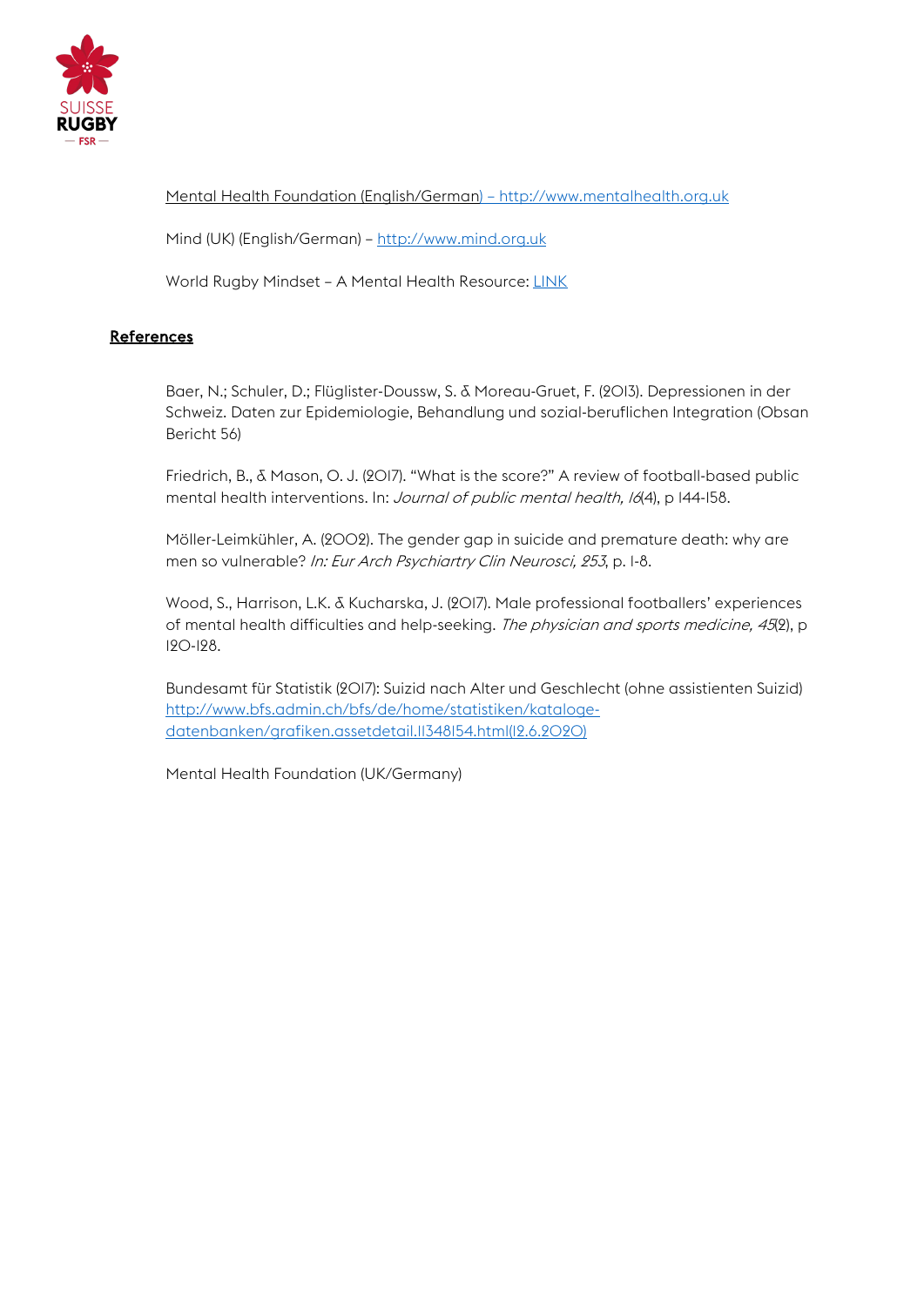Mental Health Foundation (English/German) – http://www.mentalhealth.org.uk

Mind (UK) (English/German) – http://www.mind.org.uk

World Rugby Mindset – A Mental Health Resource: LINK

## References

Baer, N.; Schuler, D.; Flüglister-Doussw, S. & Moreau-Gruet, F. (2013). Depressionen in der Schweiz. Daten zur Epidemiologie, Behandlung und sozial-beruflichen Integration (Obsan Bericht 56)

Friedrich, B., & Mason, O. J. (2017). "What is the score?" A review of football-based public mental health interventions. In: *Journal of public mental health, 16*(4), p 144-158.

Möller-Leimkühler, A. (2002). The gender gap in suicide and premature death: why are men so vulnerable? *In: Eur Arch Psychiartry Clin Neurosci, 253*, p. 1-8.

Wood, S., Harrison, L.K. & Kucharska, J. (2017). Male professional footballers' experiences of mental health difficulties and help-seeking. *The physician and sports medicine, 45*(2), p 120-128.

Bundesamt für Statistik (2017): Suizid nach Alter und Geschlecht (ohne assistienten Suizid) http://www.bfs.admin.ch/bfs/de/home/statistiken/kataloge-datenbanken/grafiken.assetdetail.11348154.html(12.6.2020)

Mental Health Foundation (UK/Germany)